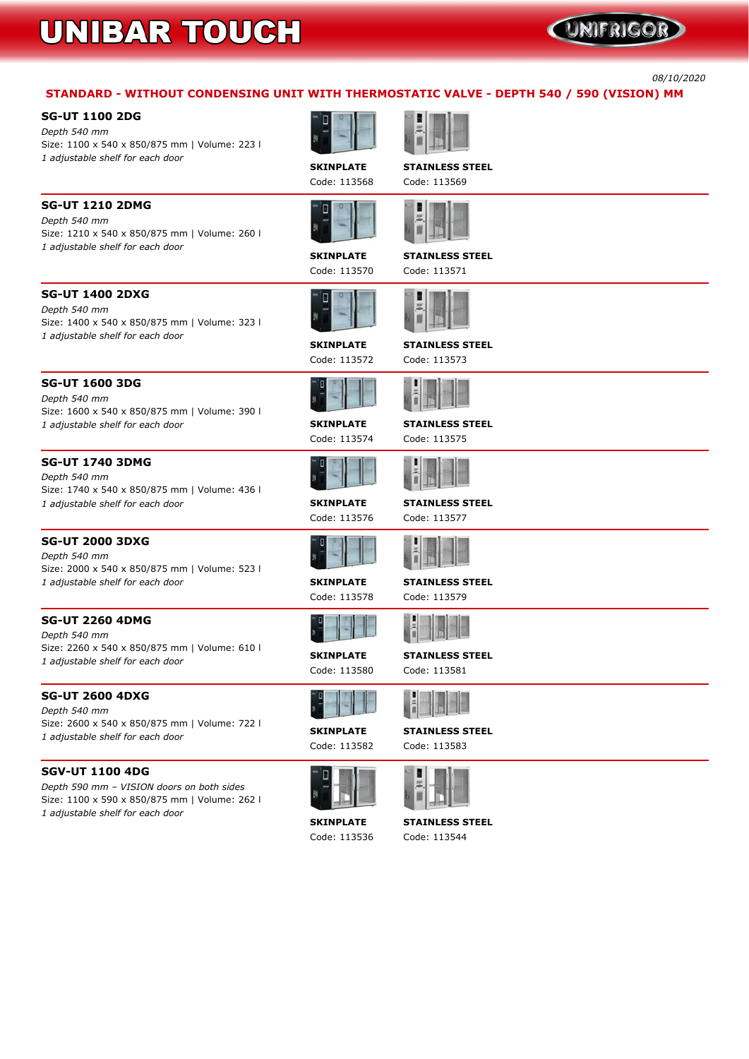# UNIBAR TOUCH

*08/10/2020*

## STANDARD - WITHOUT CONDENSING UNIT WITH THERMOSTATIC VALVE - DEPTH 540 / 590 (VISION) MM

### SG-UT 1100 2DG

*Depth 540 mm*
Size: 1100 x 540 x 850/875 mm | Volume: 223 l
*1 adjustable shelf for each door*

**SKINPLATE**
Code: 113568

**STAINLESS STEEL**
Code: 113569

### SG-UT 1210 2DMG

*Depth 540 mm*
Size: 1210 x 540 x 850/875 mm | Volume: 260 l
*1 adjustable shelf for each door*

**SKINPLATE**
Code: 113570

**STAINLESS STEEL**
Code: 113571

### SG-UT 1400 2DXG

*Depth 540 mm*
Size: 1400 x 540 x 850/875 mm | Volume: 323 l
*1 adjustable shelf for each door*

**SKINPLATE**
Code: 113572

**STAINLESS STEEL**
Code: 113573

### SG-UT 1600 3DG

*Depth 540 mm*
Size: 1600 x 540 x 850/875 mm | Volume: 390 l
*1 adjustable shelf for each door*

**SKINPLATE**
Code: 113574

**STAINLESS STEEL**
Code: 113575

### SG-UT 1740 3DMG

*Depth 540 mm*
Size: 1740 x 540 x 850/875 mm | Volume: 436 l
*1 adjustable shelf for each door*

**SKINPLATE**
Code: 113576

**STAINLESS STEEL**
Code: 113577

### SG-UT 2000 3DXG

*Depth 540 mm*
Size: 2000 x 540 x 850/875 mm | Volume: 523 l
*1 adjustable shelf for each door*

**SKINPLATE**
Code: 113578

**STAINLESS STEEL**
Code: 113579

### SG-UT 2260 4DMG

*Depth 540 mm*
Size: 2260 x 540 x 850/875 mm | Volume: 610 l
*1 adjustable shelf for each door*

**SKINPLATE**
Code: 113580

**STAINLESS STEEL**
Code: 113581

### SG-UT 2600 4DXG

*Depth 540 mm*
Size: 2600 x 540 x 850/875 mm | Volume: 722 l
*1 adjustable shelf for each door*

**SKINPLATE**
Code: 113582

**STAINLESS STEEL**
Code: 113583

### SGV-UT 1100 4DG

*Depth 590 mm – VISION doors on both sides*
Size: 1100 x 590 x 850/875 mm | Volume: 262 l
*1 adjustable shelf for each door*

**SKINPLATE**
Code: 113536

**STAINLESS STEEL**
Code: 113544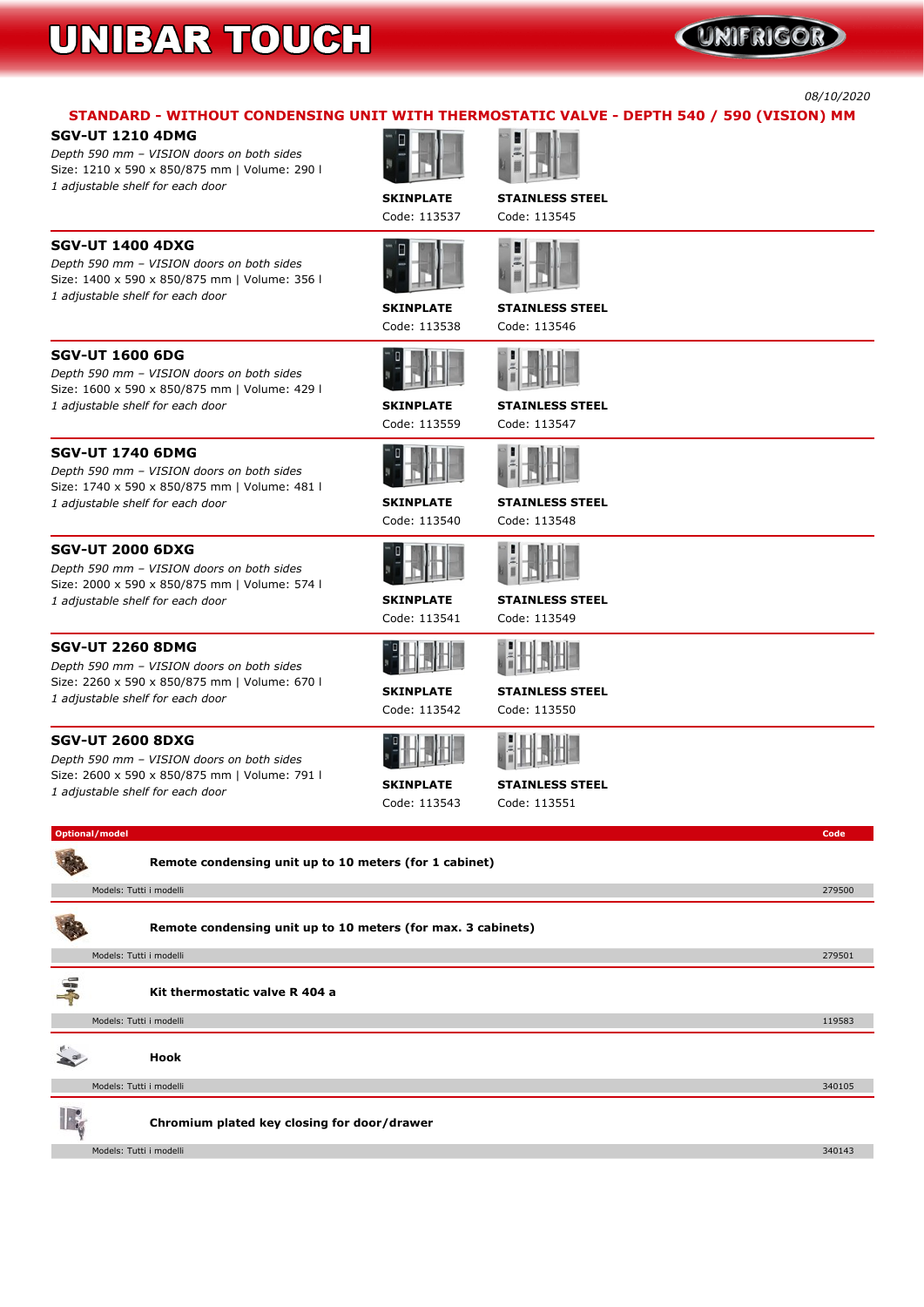# UNIBAR TOUCH

*08/10/2020*

## STANDARD - WITHOUT CONDENSING UNIT WITH THERMOSTATIC VALVE - DEPTH 540 / 590 (VISION) MM

### SGV-UT 1210 4DMG

*Depth 590 mm – VISION doors on both sides*
*Size: 1210 x 590 x 850/875 mm | Volume: 290 l*
*1 adjustable shelf for each door*

**SKINPLATE** Code: 113537
**STAINLESS STEEL** Code: 113545

### SGV-UT 1400 4DXG

*Depth 590 mm – VISION doors on both sides*
*Size: 1400 x 590 x 850/875 mm | Volume: 356 l*
*1 adjustable shelf for each door*

**SKINPLATE** Code: 113538
**STAINLESS STEEL** Code: 113546

### SGV-UT 1600 6DG

*Depth 590 mm – VISION doors on both sides*
*Size: 1600 x 590 x 850/875 mm | Volume: 429 l*
*1 adjustable shelf for each door*

**SKINPLATE** Code: 113559
**STAINLESS STEEL** Code: 113547

### SGV-UT 1740 6DMG

*Depth 590 mm – VISION doors on both sides*
*Size: 1740 x 590 x 850/875 mm | Volume: 481 l*
*1 adjustable shelf for each door*

**SKINPLATE** Code: 113540
**STAINLESS STEEL** Code: 113548

### SGV-UT 2000 6DXG

*Depth 590 mm – VISION doors on both sides*
*Size: 2000 x 590 x 850/875 mm | Volume: 574 l*
*1 adjustable shelf for each door*

**SKINPLATE** Code: 113541
**STAINLESS STEEL** Code: 113549

### SGV-UT 2260 8DMG

*Depth 590 mm – VISION doors on both sides*
*Size: 2260 x 590 x 850/875 mm | Volume: 670 l*
*1 adjustable shelf for each door*

**SKINPLATE** Code: 113542
**STAINLESS STEEL** Code: 113550

### SGV-UT 2600 8DXG

*Depth 590 mm – VISION doors on both sides*
*Size: 2600 x 590 x 850/875 mm | Volume: 791 l*
*1 adjustable shelf for each door*

**SKINPLATE** Code: 113543
**STAINLESS STEEL** Code: 113551

| Optional/model | Models | Code |
|---|---|---|
| **Remote condensing unit up to 10 meters (for 1 cabinet)** | Tutti i modelli | 279500 |
| **Remote condensing unit up to 10 meters (for max. 3 cabinets)** | Tutti i modelli | 279501 |
| **Kit thermostatic valve R 404 a** | Tutti i modelli | 119583 |
| **Hook** | Tutti i modelli | 340105 |
| **Chromium plated key closing for door/drawer** | Tutti i modelli | 340143 |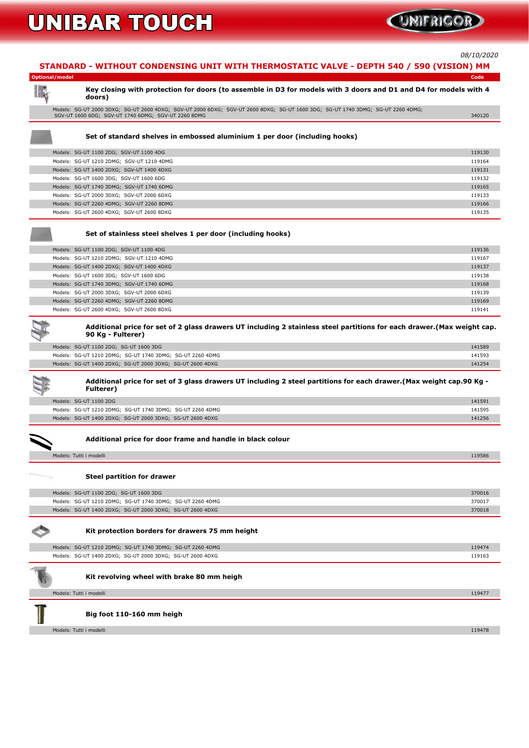# UNIBAR TOUCH

08/10/2020

## STANDARD - WITHOUT CONDENSING UNIT WITH THERMOSTATIC VALVE - DEPTH 540 / 590 (VISION) MM

| Optional/model | Code |
|---|---|
| **Key closing with protection for doors (to assemble in D3 for models with 3 doors and D1 and D4 for models with 4 doors)** | |
| Models: SG-UT 2000 3DXG; SG-UT 2600 4DXG; SGV-UT 2000 6DXG; SGV-UT 2600 8DXG; SG-UT 1600 3DG; SG-UT 1740 3DMG; SG-UT 2260 4DMG; SGV-UT 1600 6DG; SGV-UT 1740 6DMG; SGV-UT 2260 8DMG | 340120 |
| **Set of standard shelves in embossed aluminium 1 per door (including hooks)** | |
| Models: SG-UT 1100 2DG; SGV-UT 1100 4DG | 119130 |
| Models: SG-UT 1210 2DMG; SGV-UT 1210 4DMG | 119164 |
| Models: SG-UT 1400 2DXG; SGV-UT 1400 4DXG | 119131 |
| Models: SG-UT 1600 3DG; SGV-UT 1600 6DG | 119132 |
| Models: SG-UT 1740 3DMG; SGV-UT 1740 6DMG | 119165 |
| Models: SG-UT 2000 3DXG; SGV-UT 2000 6DXG | 119133 |
| Models: SG-UT 2260 4DMG; SGV-UT 2260 8DMG | 119166 |
| Models: SG-UT 2600 4DXG; SGV-UT 2600 8DXG | 119135 |
| **Set of stainless steel shelves 1 per door (including hooks)** | |
| Models: SG-UT 1100 2DG; SGV-UT 1100 4DG | 119136 |
| Models: SG-UT 1210 2DMG; SGV-UT 1210 4DMG | 119167 |
| Models: SG-UT 1400 2DXG; SGV-UT 1400 4DXG | 119137 |
| Models: SG-UT 1600 3DG; SGV-UT 1600 6DG | 119138 |
| Models: SG-UT 1740 3DMG; SGV-UT 1740 6DMG | 119168 |
| Models: SG-UT 2000 3DXG; SGV-UT 2000 6DXG | 119139 |
| Models: SG-UT 2260 4DMG; SGV-UT 2260 8DMG | 119169 |
| Models: SG-UT 2600 4DXG; SGV-UT 2600 8DXG | 119141 |
| **Additional price for set of 2 glass drawers UT including 2 stainless steel partitions for each drawer.(Max weight cap. 90 Kg - Fulterer)** | |
| Models: SG-UT 1100 2DG; SG-UT 1600 3DG | 141589 |
| Models: SG-UT 1210 2DMG; SG-UT 1740 3DMG; SG-UT 2260 4DMG | 141593 |
| Models: SG-UT 1400 2DXG; SG-UT 2000 3DXG; SG-UT 2600 4DXG | 141254 |
| **Additional price for set of 3 glass drawers UT including 2 steel partitions for each drawer.(Max weight cap.90 Kg - Fulterer)** | |
| Models: SG-UT 1100 2DG | 141591 |
| Models: SG-UT 1210 2DMG; SG-UT 1740 3DMG; SG-UT 2260 4DMG | 141595 |
| Models: SG-UT 1400 2DXG; SG-UT 2000 3DXG; SG-UT 2600 4DXG | 141256 |
| **Additional price for door frame and handle in black colour** | |
| Models: Tutti i modelli | 119586 |
| **Steel partition for drawer** | |
| Models: SG-UT 1100 2DG; SG-UT 1600 3DG | 370016 |
| Models: SG-UT 1210 2DMG; SG-UT 1740 3DMG; SG-UT 2260 4DMG | 370017 |
| Models: SG-UT 1400 2DXG; SG-UT 2000 3DXG; SG-UT 2600 4DXG | 370018 |
| **Kit protection borders for drawers 75 mm height** | |
| Models: SG-UT 1210 2DMG; SG-UT 1740 3DMG; SG-UT 2260 4DMG | 119474 |
| Models: SG-UT 1400 2DXG; SG-UT 2000 3DXG; SG-UT 2600 4DXG | 119163 |
| **Kit revolving wheel with brake 80 mm heigh** | |
| Models: Tutti i modelli | 119477 |
| **Big foot 110-160 mm heigh** | |
| Models: Tutti i modelli | 119478 |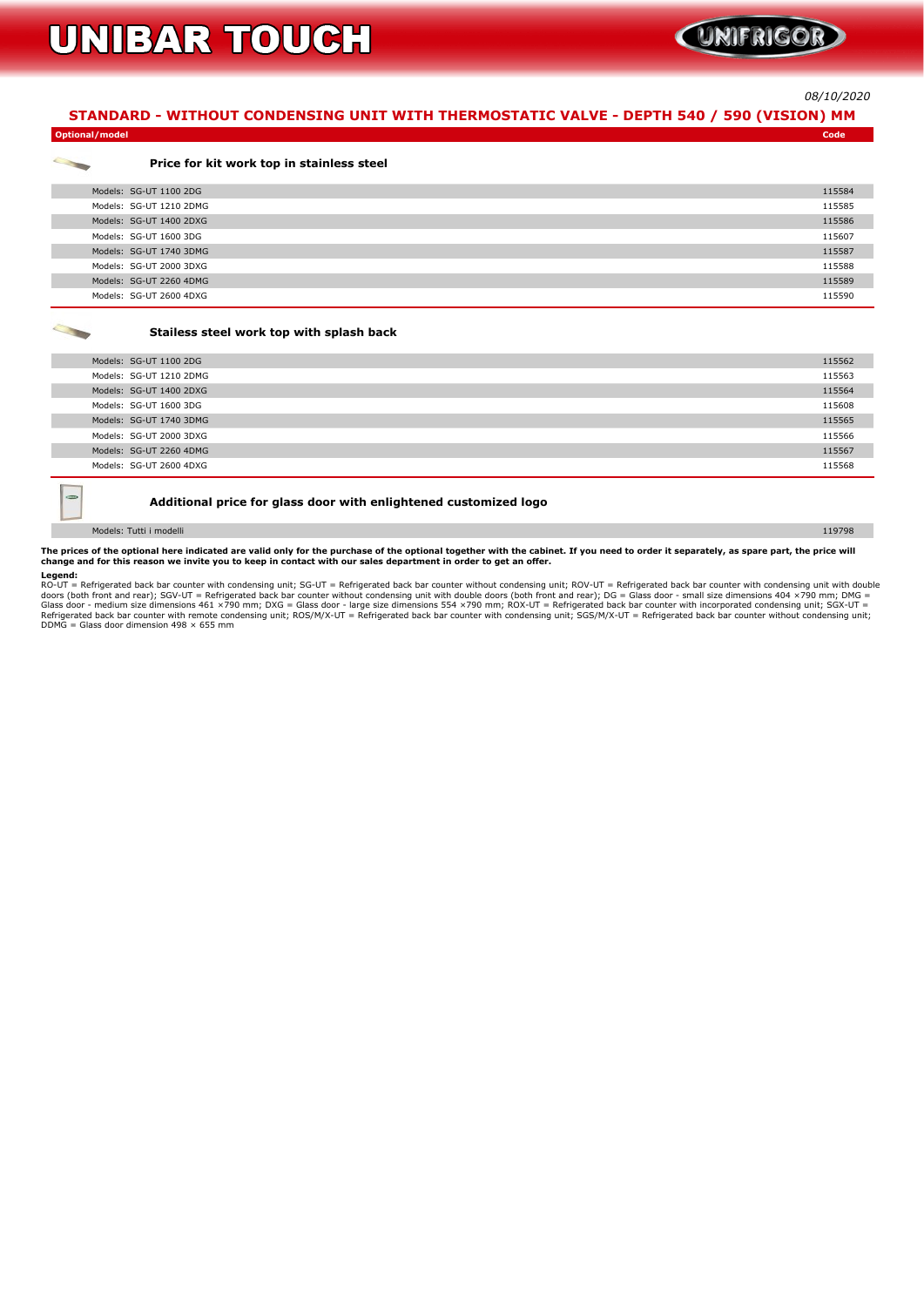# UNIBAR TOUCH

UNIFRIGOR

*08/10/2020*

## STANDARD - WITHOUT CONDENSING UNIT WITH THERMOSTATIC VALVE - DEPTH 540 / 590 (VISION) MM

| Optional/model | Code |
|---|---|
| **Price for kit work top in stainless steel** | |
| Models: SG-UT 1100 2DG | 115584 |
| Models: SG-UT 1210 2DMG | 115585 |
| Models: SG-UT 1400 2DXG | 115586 |
| Models: SG-UT 1600 3DG | 115607 |
| Models: SG-UT 1740 3DMG | 115587 |
| Models: SG-UT 2000 3DXG | 115588 |
| Models: SG-UT 2260 4DMG | 115589 |
| Models: SG-UT 2600 4DXG | 115590 |
| **Stailess steel work top with splash back** | |
| Models: SG-UT 1100 2DG | 115562 |
| Models: SG-UT 1210 2DMG | 115563 |
| Models: SG-UT 1400 2DXG | 115564 |
| Models: SG-UT 1600 3DG | 115608 |
| Models: SG-UT 1740 3DMG | 115565 |
| Models: SG-UT 2000 3DXG | 115566 |
| Models: SG-UT 2260 4DMG | 115567 |
| Models: SG-UT 2600 4DXG | 115568 |
| **Additional price for glass door with enlightened customized logo** | |
| Models: Tutti i modelli | 119798 |

**The prices of the optional here indicated are valid only for the purchase of the optional together with the cabinet. If you need to order it separately, as spare part, the price will change and for this reason we invite you to keep in contact with our sales department in order to get an offer.**

**Legend:**
RO-UT = Refrigerated back bar counter with condensing unit; SG-UT = Refrigerated back bar counter without condensing unit; ROV-UT = Refrigerated back bar counter with condensing unit with double doors (both front and rear); SGV-UT = Refrigerated back bar counter without condensing unit with double doors (both front and rear); DG = Glass door - small size dimensions 404 ×790 mm; DMG = Glass door - medium size dimensions 461 ×790 mm; DXG = Glass door - large size dimensions 554 ×790 mm; ROX-UT = Refrigerated back bar counter with incorporated condensing unit; SGX-UT = Refrigerated back bar counter with remote condensing unit; ROS/M/X-UT = Refrigerated back bar counter with condensing unit; SGS/M/X-UT = Refrigerated back bar counter without condensing unit; DDMG = Glass door dimension 498 × 655 mm